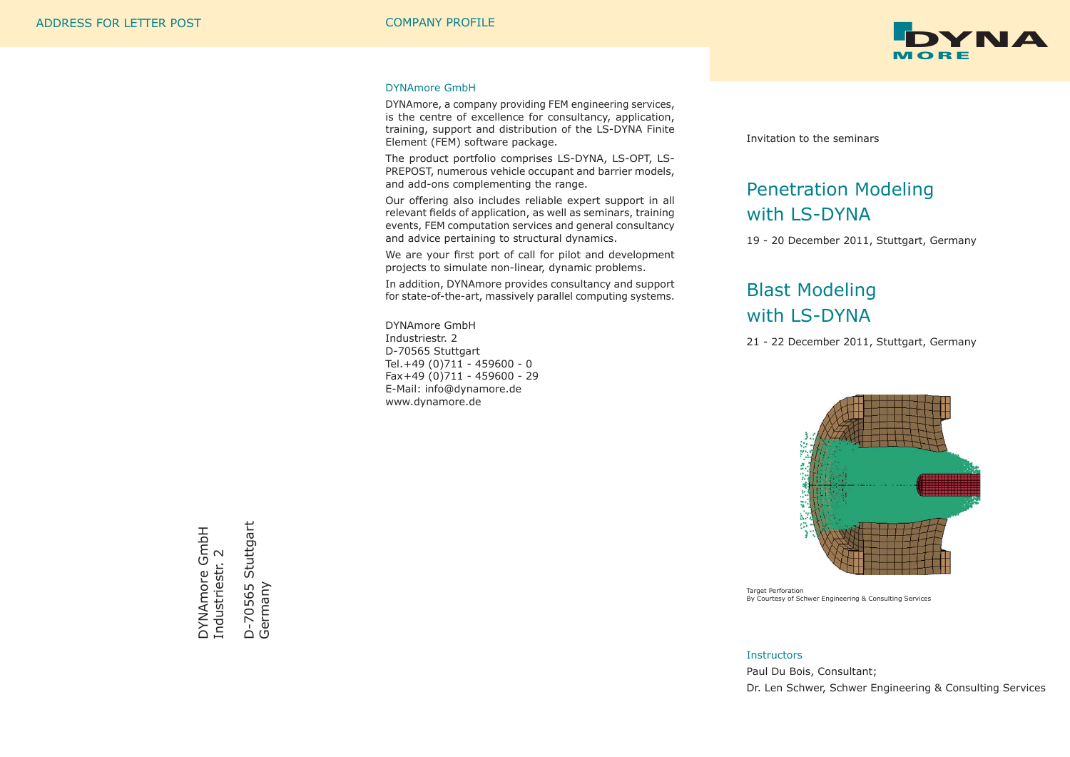ADDRESS FOR LETTER POST

DYNAmore GmbH
Industriestr. 2

D-70565 Stuttgart
Germany

COMPANY PROFILE

## DYNAmore GmbH

DYNAmore, a company providing FEM engineering services, is the centre of excellence for consultancy, application, training, support and distribution of the LS-DYNA Finite Element (FEM) software package.

The product portfolio comprises LS-DYNA, LS-OPT, LS-PREPOST, numerous vehicle occupant and barrier models, and add-ons complementing the range.

Our offering also includes reliable expert support in all relevant fields of application, as well as seminars, training events, FEM computation services and general consultancy and advice pertaining to structural dynamics.

We are your first port of call for pilot and development projects to simulate non-linear, dynamic problems.

In addition, DYNAmore provides consultancy and support for state-of-the-art, massively parallel computing systems.

DYNAmore GmbH
Industriestr. 2
D-70565 Stuttgart
Tel.+49 (0)711 - 459600 - 0
Fax+49 (0)711 - 459600 - 29
E-Mail: info@dynamore.de
www.dynamore.de

DYNA MORE

Invitation to the seminars

# Penetration Modeling with LS-DYNA

19 - 20 December 2011, Stuttgart, Germany

# Blast Modeling with LS-DYNA

21 - 22 December 2011, Stuttgart, Germany

Target Perforation
By Courtesy of Schwer Engineering & Consulting Services

## Instructors

Paul Du Bois, Consultant;

Dr. Len Schwer, Schwer Engineering & Consulting Services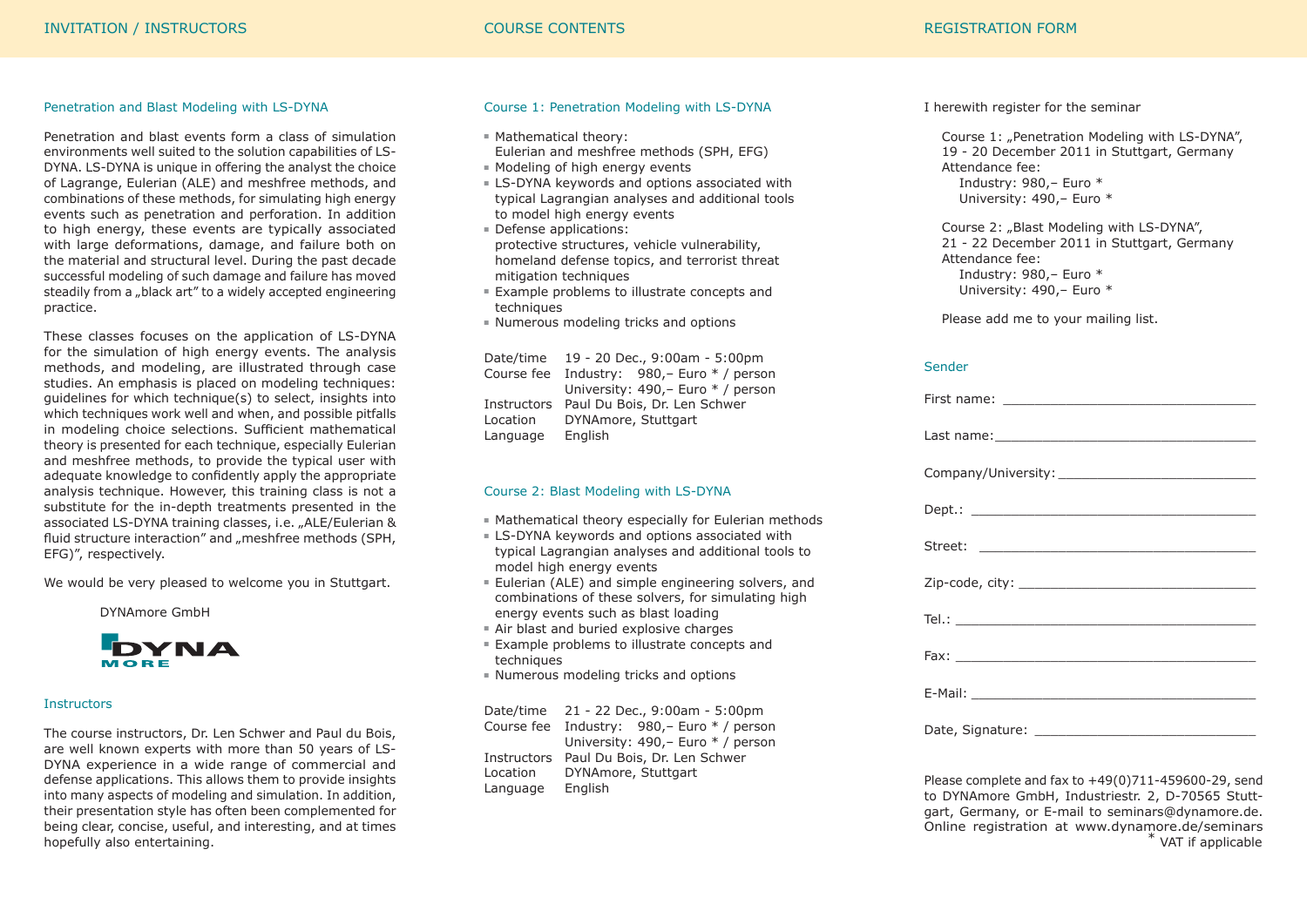## INVITATION / INSTRUCTORS

### Penetration and Blast Modeling with LS-DYNA

Penetration and blast events form a class of simulation environments well suited to the solution capabilities of LS-DYNA. LS-DYNA is unique in offering the analyst the choice of Lagrange, Eulerian (ALE) and meshfree methods, and combinations of these methods, for simulating high energy events such as penetration and perforation. In addition to high energy, these events are typically associated with large deformations, damage, and failure both on the material and structural level. During the past decade successful modeling of such damage and failure has moved steadily from a „black art" to a widely accepted engineering practice.

These classes focuses on the application of LS-DYNA for the simulation of high energy events. The analysis methods, and modeling, are illustrated through case studies. An emphasis is placed on modeling techniques: guidelines for which technique(s) to select, insights into which techniques work well and when, and possible pitfalls in modeling choice selections. Sufficient mathematical theory is presented for each technique, especially Eulerian and meshfree methods, to provide the typical user with adequate knowledge to confidently apply the appropriate analysis technique. However, this training class is not a substitute for the in-depth treatments presented in the associated LS-DYNA training classes, i.e. „ALE/Eulerian & fluid structure interaction" and „meshfree methods (SPH, EFG)", respectively.

We would be very pleased to welcome you in Stuttgart.

DYNAmore GmbH

DYNA MORE

### Instructors

The course instructors, Dr. Len Schwer and Paul du Bois, are well known experts with more than 50 years of LS-DYNA experience in a wide range of commercial and defense applications. This allows them to provide insights into many aspects of modeling and simulation. In addition, their presentation style has often been complemented for being clear, concise, useful, and interesting, and at times hopefully also entertaining.

## COURSE CONTENTS

### Course 1: Penetration Modeling with LS-DYNA

- Mathematical theory: Eulerian and meshfree methods (SPH, EFG)
- Modeling of high energy events
- LS-DYNA keywords and options associated with typical Lagrangian analyses and additional tools to model high energy events
- Defense applications: protective structures, vehicle vulnerability, homeland defense topics, and terrorist threat mitigation techniques
- Example problems to illustrate concepts and techniques
- Numerous modeling tricks and options

| | |
|---|---|
| Date/time | 19 - 20 Dec., 9:00am - 5:00pm |
| Course fee | Industry: 980,– Euro * / person<br>University: 490,– Euro * / person |
| Instructors | Paul Du Bois, Dr. Len Schwer |
| Location | DYNAmore, Stuttgart |
| Language | English |

### Course 2: Blast Modeling with LS-DYNA

- Mathematical theory especially for Eulerian methods
- LS-DYNA keywords and options associated with typical Lagrangian analyses and additional tools to model high energy events
- Eulerian (ALE) and simple engineering solvers, and combinations of these solvers, for simulating high energy events such as blast loading
- Air blast and buried explosive charges
- Example problems to illustrate concepts and techniques
- Numerous modeling tricks and options

| | |
|---|---|
| Date/time | 21 - 22 Dec., 9:00am - 5:00pm |
| Course fee | Industry: 980,– Euro * / person<br>University: 490,– Euro * / person |
| Instructors | Paul Du Bois, Dr. Len Schwer |
| Location | DYNAmore, Stuttgart |
| Language | English |

## REGISTRATION FORM

I herewith register for the seminar

Course 1: „Penetration Modeling with LS-DYNA", 19 - 20 December 2011 in Stuttgart, Germany
Attendance fee:
Industry: 980,– Euro *
University: 490,– Euro *

Course 2: „Blast Modeling with LS-DYNA", 21 - 22 December 2011 in Stuttgart, Germany
Attendance fee:
Industry: 980,– Euro *
University: 490,– Euro *

Please add me to your mailing list.

### Sender

First name: ______________________________

Last name: ______________________________

Company/University: ______________________________

Dept.: ______________________________

Street: ______________________________

Zip-code, city: ______________________________

Tel.: ______________________________

Fax: ______________________________

E-Mail: ______________________________

Date, Signature: ______________________________

Please complete and fax to +49(0)711-459600-29, send to DYNAmore GmbH, Industriestr. 2, D-70565 Stuttgart, Germany, or E-mail to seminars@dynamore.de. Online registration at www.dynamore.de/seminars

* VAT if applicable